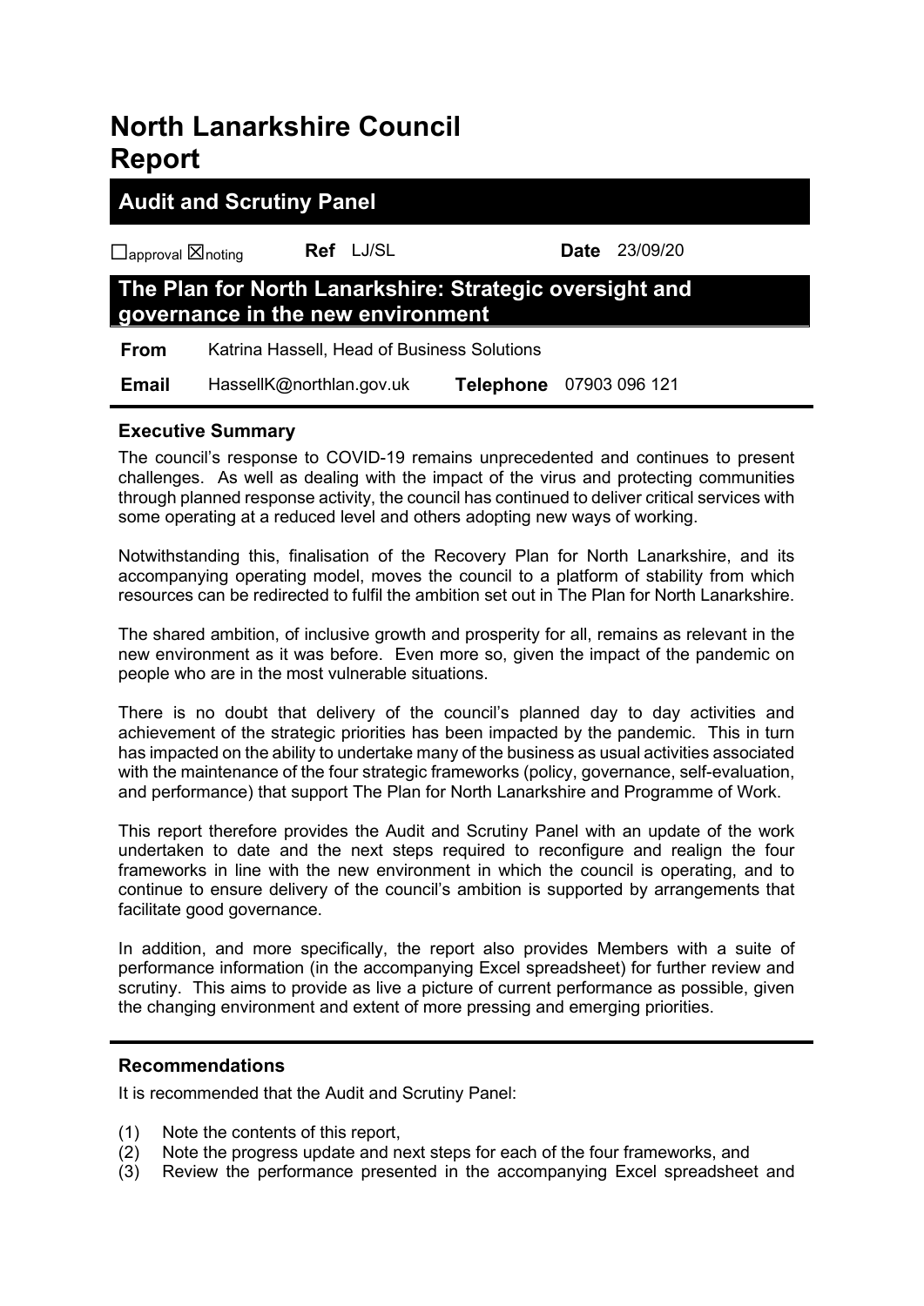# North Lanarkshire Council Report

## Audit and Scrutiny Panel

☐approval ☒noting **Ref** LJ/SL **Date** 23/09/20

## The Plan for North Lanarkshire: Strategic oversight and governance in the new environment

**From** Katrina Hassell, Head of Business Solutions

**Email** HassellK@northlan.gov.uk **Telephone** 07903 096 121

### Executive Summary

The council's response to COVID-19 remains unprecedented and continues to present challenges. As well as dealing with the impact of the virus and protecting communities through planned response activity, the council has continued to deliver critical services with some operating at a reduced level and others adopting new ways of working.

Notwithstanding this, finalisation of the Recovery Plan for North Lanarkshire, and its accompanying operating model, moves the council to a platform of stability from which resources can be redirected to fulfil the ambition set out in The Plan for North Lanarkshire.

The shared ambition, of inclusive growth and prosperity for all, remains as relevant in the new environment as it was before. Even more so, given the impact of the pandemic on people who are in the most vulnerable situations.

There is no doubt that delivery of the council's planned day to day activities and achievement of the strategic priorities has been impacted by the pandemic. This in turn has impacted on the ability to undertake many of the business as usual activities associated with the maintenance of the four strategic frameworks (policy, governance, self-evaluation, and performance) that support The Plan for North Lanarkshire and Programme of Work.

This report therefore provides the Audit and Scrutiny Panel with an update of the work undertaken to date and the next steps required to reconfigure and realign the four frameworks in line with the new environment in which the council is operating, and to continue to ensure delivery of the council's ambition is supported by arrangements that facilitate good governance.

In addition, and more specifically, the report also provides Members with a suite of performance information (in the accompanying Excel spreadsheet) for further review and scrutiny. This aims to provide as live a picture of current performance as possible, given the changing environment and extent of more pressing and emerging priorities.

### Recommendations

It is recommended that the Audit and Scrutiny Panel:

(1) Note the contents of this report,
(2) Note the progress update and next steps for each of the four frameworks, and
(3) Review the performance presented in the accompanying Excel spreadsheet and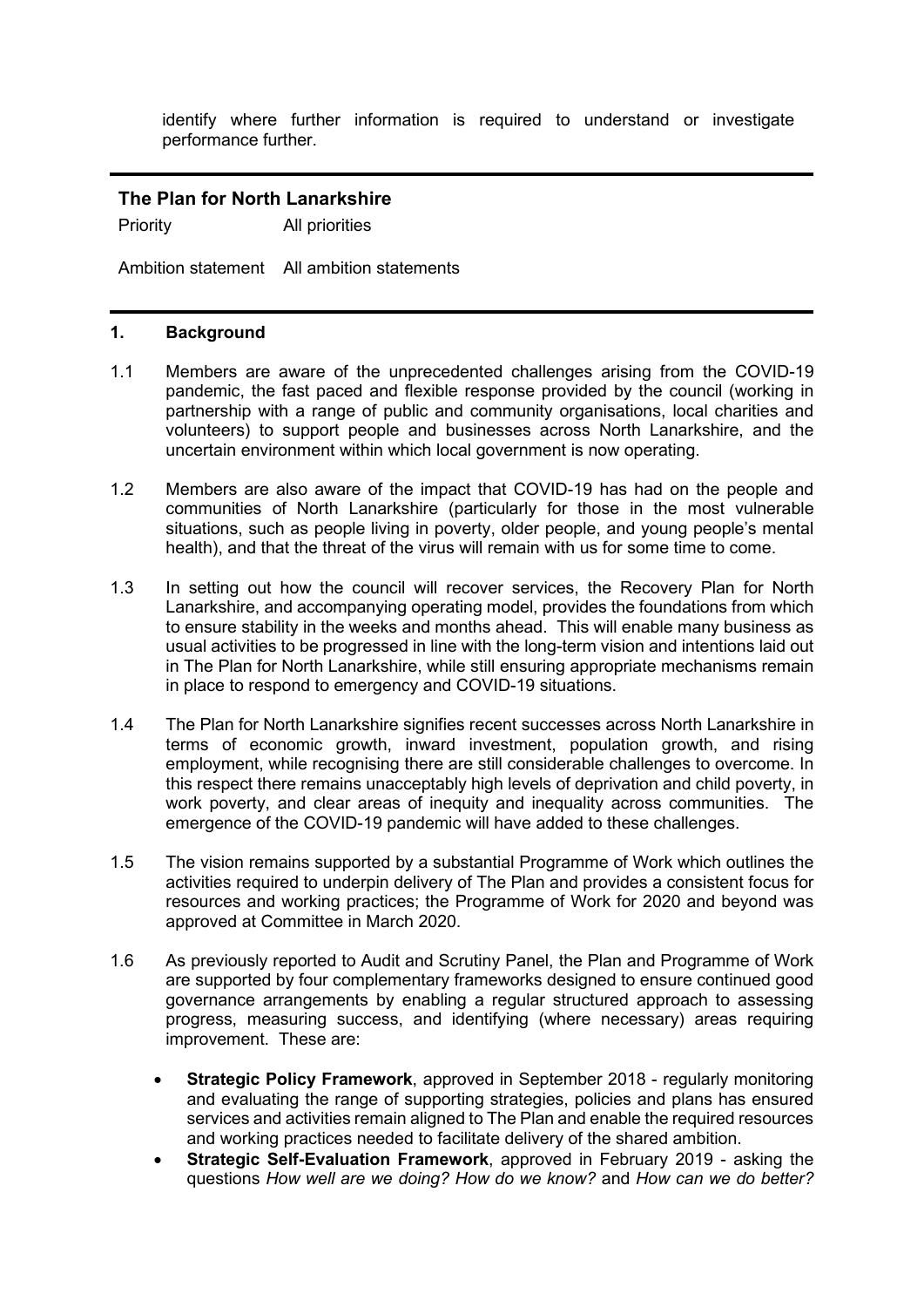identify where further information is required to understand or investigate performance further.

---

**The Plan for North Lanarkshire**

| | |
|---|---|
| Priority | All priorities |
| Ambition statement | All ambition statements |

---

## 1. Background

1.1 Members are aware of the unprecedented challenges arising from the COVID-19 pandemic, the fast paced and flexible response provided by the council (working in partnership with a range of public and community organisations, local charities and volunteers) to support people and businesses across North Lanarkshire, and the uncertain environment within which local government is now operating.

1.2 Members are also aware of the impact that COVID-19 has had on the people and communities of North Lanarkshire (particularly for those in the most vulnerable situations, such as people living in poverty, older people, and young people's mental health), and that the threat of the virus will remain with us for some time to come.

1.3 In setting out how the council will recover services, the Recovery Plan for North Lanarkshire, and accompanying operating model, provides the foundations from which to ensure stability in the weeks and months ahead. This will enable many business as usual activities to be progressed in line with the long-term vision and intentions laid out in The Plan for North Lanarkshire, while still ensuring appropriate mechanisms remain in place to respond to emergency and COVID-19 situations.

1.4 The Plan for North Lanarkshire signifies recent successes across North Lanarkshire in terms of economic growth, inward investment, population growth, and rising employment, while recognising there are still considerable challenges to overcome. In this respect there remains unacceptably high levels of deprivation and child poverty, in work poverty, and clear areas of inequity and inequality across communities. The emergence of the COVID-19 pandemic will have added to these challenges.

1.5 The vision remains supported by a substantial Programme of Work which outlines the activities required to underpin delivery of The Plan and provides a consistent focus for resources and working practices; the Programme of Work for 2020 and beyond was approved at Committee in March 2020.

1.6 As previously reported to Audit and Scrutiny Panel, the Plan and Programme of Work are supported by four complementary frameworks designed to ensure continued good governance arrangements by enabling a regular structured approach to assessing progress, measuring success, and identifying (where necessary) areas requiring improvement. These are:

- **Strategic Policy Framework**, approved in September 2018 - regularly monitoring and evaluating the range of supporting strategies, policies and plans has ensured services and activities remain aligned to The Plan and enable the required resources and working practices needed to facilitate delivery of the shared ambition.
- **Strategic Self-Evaluation Framework**, approved in February 2019 - asking the questions *How well are we doing? How do we know?* and *How can we do better?*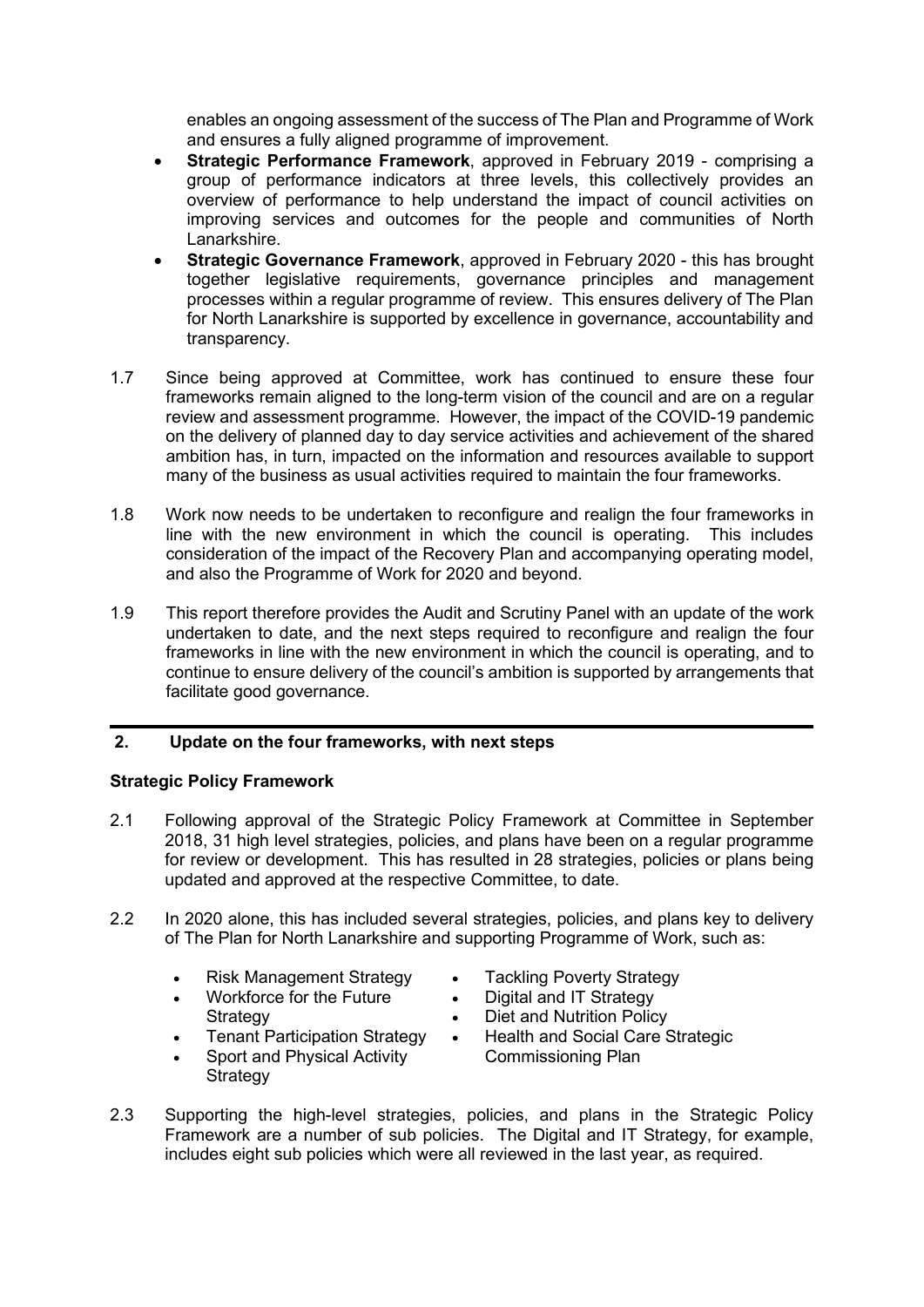enables an ongoing assessment of the success of The Plan and Programme of Work and ensures a fully aligned programme of improvement.

- **Strategic Performance Framework**, approved in February 2019 - comprising a group of performance indicators at three levels, this collectively provides an overview of performance to help understand the impact of council activities on improving services and outcomes for the people and communities of North Lanarkshire.
- **Strategic Governance Framework**, approved in February 2020 - this has brought together legislative requirements, governance principles and management processes within a regular programme of review. This ensures delivery of The Plan for North Lanarkshire is supported by excellence in governance, accountability and transparency.

1.7 Since being approved at Committee, work has continued to ensure these four frameworks remain aligned to the long-term vision of the council and are on a regular review and assessment programme. However, the impact of the COVID-19 pandemic on the delivery of planned day to day service activities and achievement of the shared ambition has, in turn, impacted on the information and resources available to support many of the business as usual activities required to maintain the four frameworks.

1.8 Work now needs to be undertaken to reconfigure and realign the four frameworks in line with the new environment in which the council is operating. This includes consideration of the impact of the Recovery Plan and accompanying operating model, and also the Programme of Work for 2020 and beyond.

1.9 This report therefore provides the Audit and Scrutiny Panel with an update of the work undertaken to date, and the next steps required to reconfigure and realign the four frameworks in line with the new environment in which the council is operating, and to continue to ensure delivery of the council's ambition is supported by arrangements that facilitate good governance.

## 2. Update on the four frameworks, with next steps

### Strategic Policy Framework

2.1 Following approval of the Strategic Policy Framework at Committee in September 2018, 31 high level strategies, policies, and plans have been on a regular programme for review or development. This has resulted in 28 strategies, policies or plans being updated and approved at the respective Committee, to date.

2.2 In 2020 alone, this has included several strategies, policies, and plans key to delivery of The Plan for North Lanarkshire and supporting Programme of Work, such as:

- Risk Management Strategy
- Workforce for the Future Strategy
- Tenant Participation Strategy
- Sport and Physical Activity Strategy
- Tackling Poverty Strategy
- Digital and IT Strategy
- Diet and Nutrition Policy
- Health and Social Care Strategic Commissioning Plan

2.3 Supporting the high-level strategies, policies, and plans in the Strategic Policy Framework are a number of sub policies. The Digital and IT Strategy, for example, includes eight sub policies which were all reviewed in the last year, as required.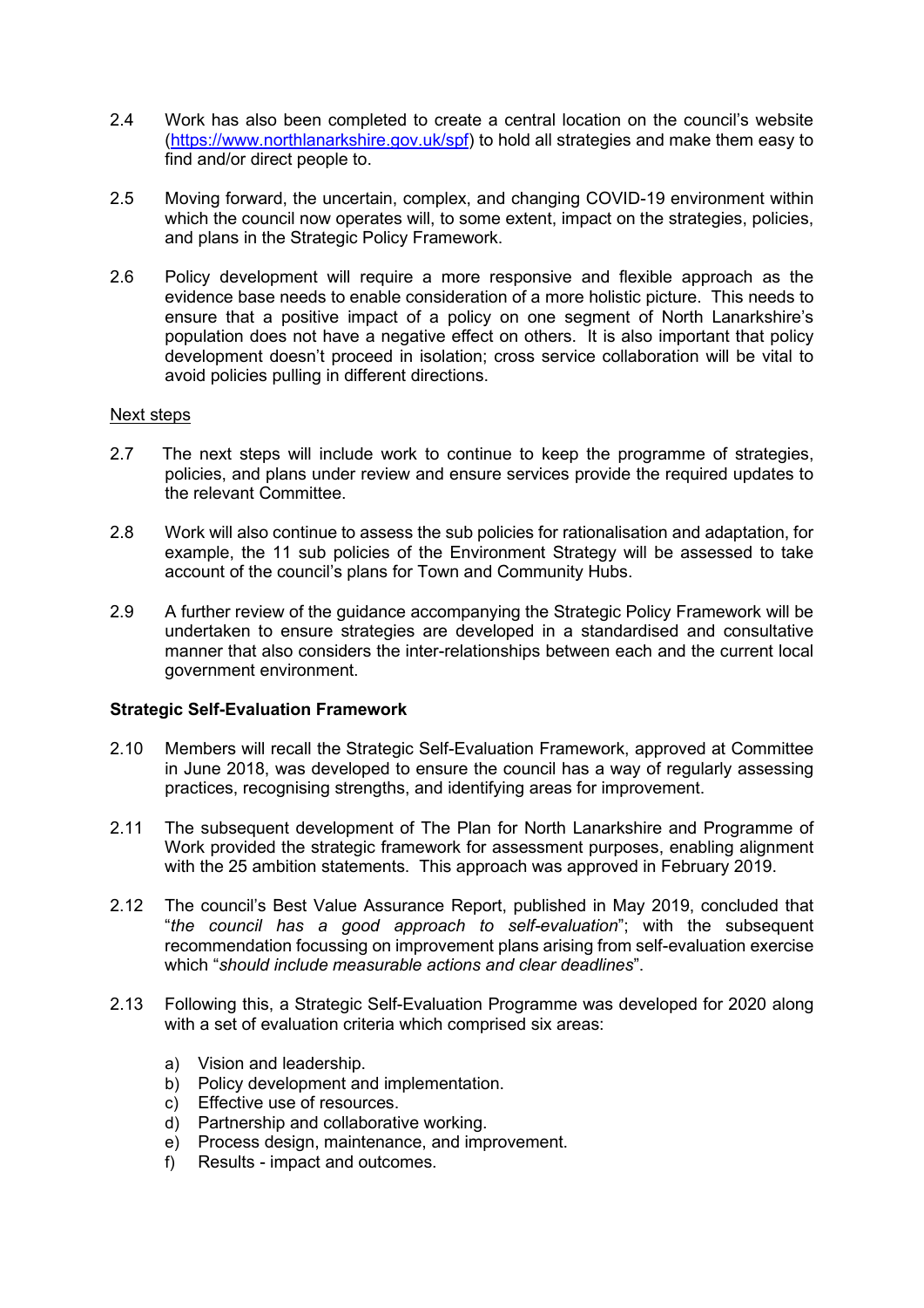2.4 Work has also been completed to create a central location on the council's website (https://www.northlanarkshire.gov.uk/spf) to hold all strategies and make them easy to find and/or direct people to.

2.5 Moving forward, the uncertain, complex, and changing COVID-19 environment within which the council now operates will, to some extent, impact on the strategies, policies, and plans in the Strategic Policy Framework.

2.6 Policy development will require a more responsive and flexible approach as the evidence base needs to enable consideration of a more holistic picture. This needs to ensure that a positive impact of a policy on one segment of North Lanarkshire's population does not have a negative effect on others. It is also important that policy development doesn't proceed in isolation; cross service collaboration will be vital to avoid policies pulling in different directions.

Next steps

2.7 The next steps will include work to continue to keep the programme of strategies, policies, and plans under review and ensure services provide the required updates to the relevant Committee.

2.8 Work will also continue to assess the sub policies for rationalisation and adaptation, for example, the 11 sub policies of the Environment Strategy will be assessed to take account of the council's plans for Town and Community Hubs.

2.9 A further review of the guidance accompanying the Strategic Policy Framework will be undertaken to ensure strategies are developed in a standardised and consultative manner that also considers the inter-relationships between each and the current local government environment.

**Strategic Self-Evaluation Framework**

2.10 Members will recall the Strategic Self-Evaluation Framework, approved at Committee in June 2018, was developed to ensure the council has a way of regularly assessing practices, recognising strengths, and identifying areas for improvement.

2.11 The subsequent development of The Plan for North Lanarkshire and Programme of Work provided the strategic framework for assessment purposes, enabling alignment with the 25 ambition statements. This approach was approved in February 2019.

2.12 The council's Best Value Assurance Report, published in May 2019, concluded that "*the council has a good approach to self-evaluation*"; with the subsequent recommendation focussing on improvement plans arising from self-evaluation exercise which "*should include measurable actions and clear deadlines*".

2.13 Following this, a Strategic Self-Evaluation Programme was developed for 2020 along with a set of evaluation criteria which comprised six areas:

a) Vision and leadership.
b) Policy development and implementation.
c) Effective use of resources.
d) Partnership and collaborative working.
e) Process design, maintenance, and improvement.
f) Results - impact and outcomes.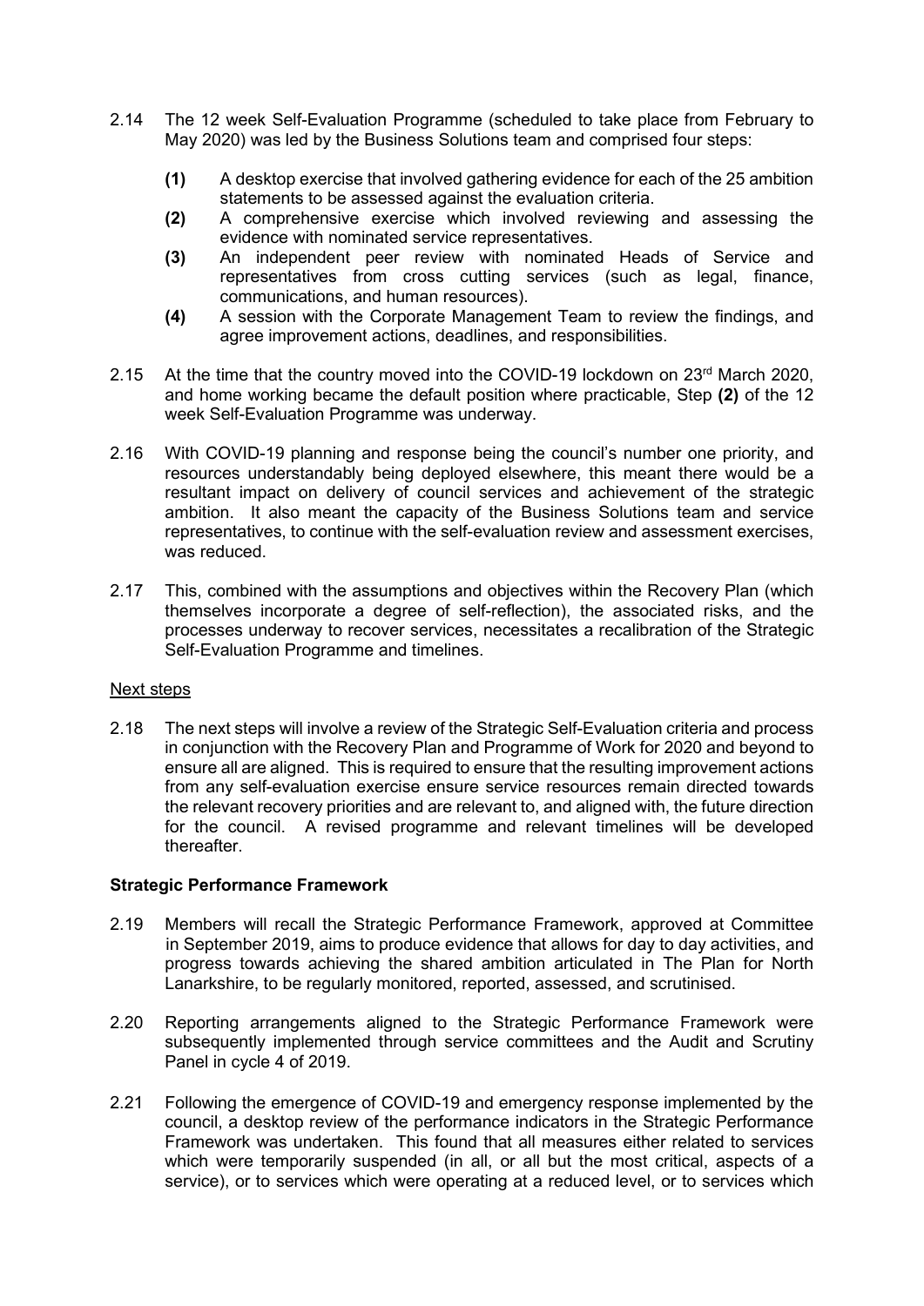2.14 The 12 week Self-Evaluation Programme (scheduled to take place from February to May 2020) was led by the Business Solutions team and comprised four steps:

**(1)** A desktop exercise that involved gathering evidence for each of the 25 ambition statements to be assessed against the evaluation criteria.

**(2)** A comprehensive exercise which involved reviewing and assessing the evidence with nominated service representatives.

**(3)** An independent peer review with nominated Heads of Service and representatives from cross cutting services (such as legal, finance, communications, and human resources).

**(4)** A session with the Corporate Management Team to review the findings, and agree improvement actions, deadlines, and responsibilities.

2.15 At the time that the country moved into the COVID-19 lockdown on 23rd March 2020, and home working became the default position where practicable, Step **(2)** of the 12 week Self-Evaluation Programme was underway.

2.16 With COVID-19 planning and response being the council's number one priority, and resources understandably being deployed elsewhere, this meant there would be a resultant impact on delivery of council services and achievement of the strategic ambition. It also meant the capacity of the Business Solutions team and service representatives, to continue with the self-evaluation review and assessment exercises, was reduced.

2.17 This, combined with the assumptions and objectives within the Recovery Plan (which themselves incorporate a degree of self-reflection), the associated risks, and the processes underway to recover services, necessitates a recalibration of the Strategic Self-Evaluation Programme and timelines.

<u>Next steps</u>

2.18 The next steps will involve a review of the Strategic Self-Evaluation criteria and process in conjunction with the Recovery Plan and Programme of Work for 2020 and beyond to ensure all are aligned. This is required to ensure that the resulting improvement actions from any self-evaluation exercise ensure service resources remain directed towards the relevant recovery priorities and are relevant to, and aligned with, the future direction for the council. A revised programme and relevant timelines will be developed thereafter.

**Strategic Performance Framework**

2.19 Members will recall the Strategic Performance Framework, approved at Committee in September 2019, aims to produce evidence that allows for day to day activities, and progress towards achieving the shared ambition articulated in The Plan for North Lanarkshire, to be regularly monitored, reported, assessed, and scrutinised.

2.20 Reporting arrangements aligned to the Strategic Performance Framework were subsequently implemented through service committees and the Audit and Scrutiny Panel in cycle 4 of 2019.

2.21 Following the emergence of COVID-19 and emergency response implemented by the council, a desktop review of the performance indicators in the Strategic Performance Framework was undertaken. This found that all measures either related to services which were temporarily suspended (in all, or all but the most critical, aspects of a service), or to services which were operating at a reduced level, or to services which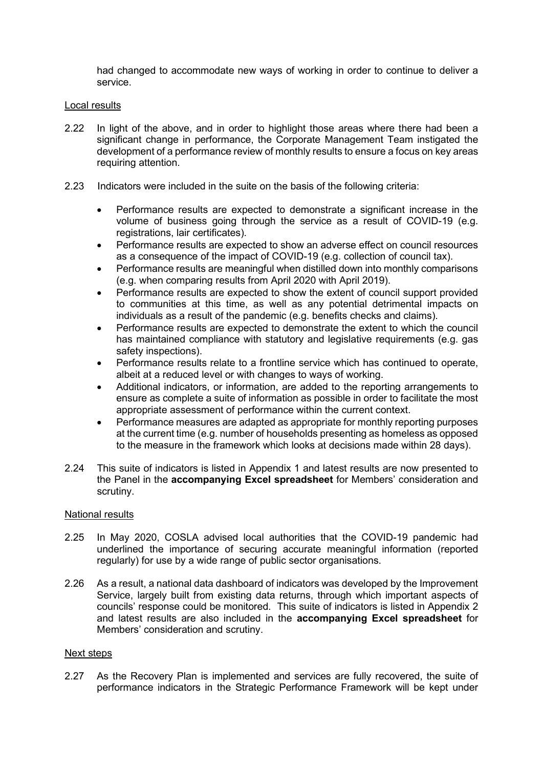had changed to accommodate new ways of working in order to continue to deliver a service.

Local results

2.22 In light of the above, and in order to highlight those areas where there had been a significant change in performance, the Corporate Management Team instigated the development of a performance review of monthly results to ensure a focus on key areas requiring attention.

2.23 Indicators were included in the suite on the basis of the following criteria:

- Performance results are expected to demonstrate a significant increase in the volume of business going through the service as a result of COVID-19 (e.g. registrations, lair certificates).
- Performance results are expected to show an adverse effect on council resources as a consequence of the impact of COVID-19 (e.g. collection of council tax).
- Performance results are meaningful when distilled down into monthly comparisons (e.g. when comparing results from April 2020 with April 2019).
- Performance results are expected to show the extent of council support provided to communities at this time, as well as any potential detrimental impacts on individuals as a result of the pandemic (e.g. benefits checks and claims).
- Performance results are expected to demonstrate the extent to which the council has maintained compliance with statutory and legislative requirements (e.g. gas safety inspections).
- Performance results relate to a frontline service which has continued to operate, albeit at a reduced level or with changes to ways of working.
- Additional indicators, or information, are added to the reporting arrangements to ensure as complete a suite of information as possible in order to facilitate the most appropriate assessment of performance within the current context.
- Performance measures are adapted as appropriate for monthly reporting purposes at the current time (e.g. number of households presenting as homeless as opposed to the measure in the framework which looks at decisions made within 28 days).

2.24 This suite of indicators is listed in Appendix 1 and latest results are now presented to the Panel in the **accompanying Excel spreadsheet** for Members' consideration and scrutiny.

National results

2.25 In May 2020, COSLA advised local authorities that the COVID-19 pandemic had underlined the importance of securing accurate meaningful information (reported regularly) for use by a wide range of public sector organisations.

2.26 As a result, a national data dashboard of indicators was developed by the Improvement Service, largely built from existing data returns, through which important aspects of councils' response could be monitored. This suite of indicators is listed in Appendix 2 and latest results are also included in the **accompanying Excel spreadsheet** for Members' consideration and scrutiny.

Next steps

2.27 As the Recovery Plan is implemented and services are fully recovered, the suite of performance indicators in the Strategic Performance Framework will be kept under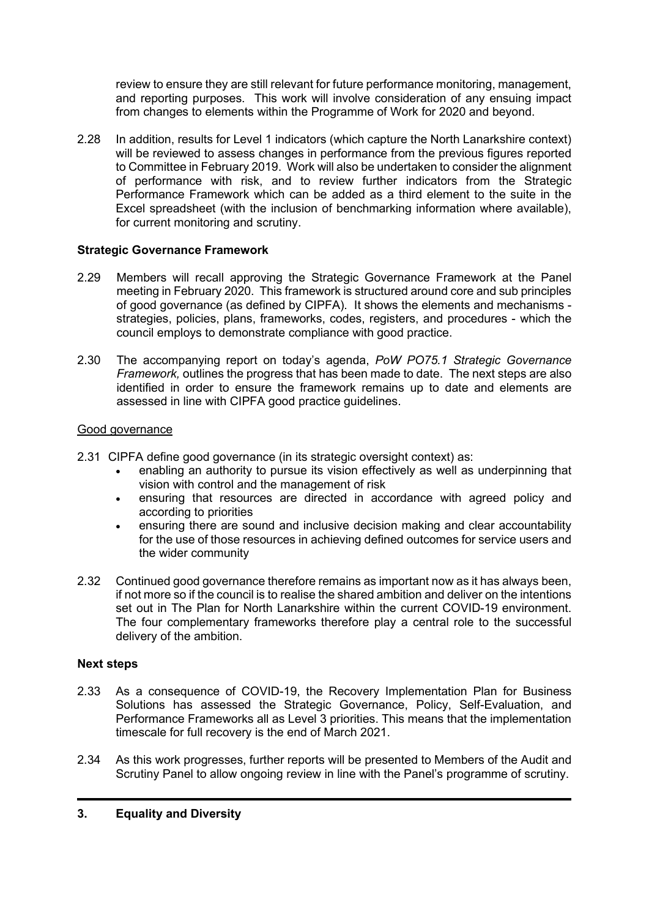review to ensure they are still relevant for future performance monitoring, management, and reporting purposes. This work will involve consideration of any ensuing impact from changes to elements within the Programme of Work for 2020 and beyond.

2.28 In addition, results for Level 1 indicators (which capture the North Lanarkshire context) will be reviewed to assess changes in performance from the previous figures reported to Committee in February 2019. Work will also be undertaken to consider the alignment of performance with risk, and to review further indicators from the Strategic Performance Framework which can be added as a third element to the suite in the Excel spreadsheet (with the inclusion of benchmarking information where available), for current monitoring and scrutiny.

**Strategic Governance Framework**

2.29 Members will recall approving the Strategic Governance Framework at the Panel meeting in February 2020. This framework is structured around core and sub principles of good governance (as defined by CIPFA). It shows the elements and mechanisms - strategies, policies, plans, frameworks, codes, registers, and procedures - which the council employs to demonstrate compliance with good practice.

2.30 The accompanying report on today's agenda, *PoW PO75.1 Strategic Governance Framework,* outlines the progress that has been made to date. The next steps are also identified in order to ensure the framework remains up to date and elements are assessed in line with CIPFA good practice guidelines.

Good governance

2.31 CIPFA define good governance (in its strategic oversight context) as:

- enabling an authority to pursue its vision effectively as well as underpinning that vision with control and the management of risk
- ensuring that resources are directed in accordance with agreed policy and according to priorities
- ensuring there are sound and inclusive decision making and clear accountability for the use of those resources in achieving defined outcomes for service users and the wider community

2.32 Continued good governance therefore remains as important now as it has always been, if not more so if the council is to realise the shared ambition and deliver on the intentions set out in The Plan for North Lanarkshire within the current COVID-19 environment. The four complementary frameworks therefore play a central role to the successful delivery of the ambition.

**Next steps**

2.33 As a consequence of COVID-19, the Recovery Implementation Plan for Business Solutions has assessed the Strategic Governance, Policy, Self-Evaluation, and Performance Frameworks all as Level 3 priorities. This means that the implementation timescale for full recovery is the end of March 2021.

2.34 As this work progresses, further reports will be presented to Members of the Audit and Scrutiny Panel to allow ongoing review in line with the Panel's programme of scrutiny.

## 3. Equality and Diversity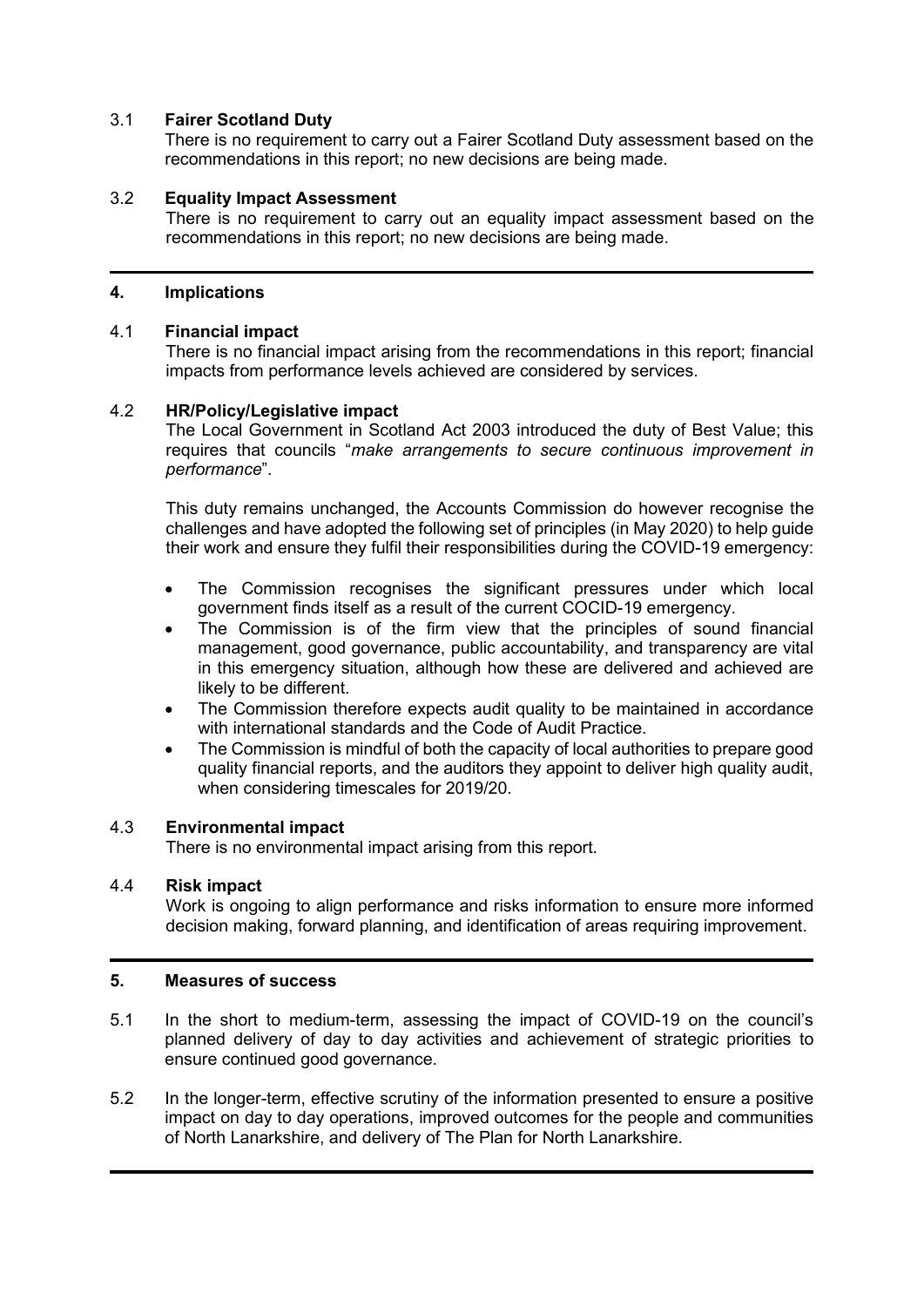### 3.1 **Fairer Scotland Duty**

There is no requirement to carry out a Fairer Scotland Duty assessment based on the recommendations in this report; no new decisions are being made.

### 3.2 **Equality Impact Assessment**

There is no requirement to carry out an equality impact assessment based on the recommendations in this report; no new decisions are being made.

---

## 4. Implications

### 4.1 **Financial impact**

There is no financial impact arising from the recommendations in this report; financial impacts from performance levels achieved are considered by services.

### 4.2 **HR/Policy/Legislative impact**

The Local Government in Scotland Act 2003 introduced the duty of Best Value; this requires that councils "*make arrangements to secure continuous improvement in performance*".

This duty remains unchanged, the Accounts Commission do however recognise the challenges and have adopted the following set of principles (in May 2020) to help guide their work and ensure they fulfil their responsibilities during the COVID-19 emergency:

- The Commission recognises the significant pressures under which local government finds itself as a result of the current COCID-19 emergency.
- The Commission is of the firm view that the principles of sound financial management, good governance, public accountability, and transparency are vital in this emergency situation, although how these are delivered and achieved are likely to be different.
- The Commission therefore expects audit quality to be maintained in accordance with international standards and the Code of Audit Practice.
- The Commission is mindful of both the capacity of local authorities to prepare good quality financial reports, and the auditors they appoint to deliver high quality audit, when considering timescales for 2019/20.

### 4.3 **Environmental impact**

There is no environmental impact arising from this report.

### 4.4 **Risk impact**

Work is ongoing to align performance and risks information to ensure more informed decision making, forward planning, and identification of areas requiring improvement.

---

## 5. Measures of success

5.1 In the short to medium-term, assessing the impact of COVID-19 on the council's planned delivery of day to day activities and achievement of strategic priorities to ensure continued good governance.

5.2 In the longer-term, effective scrutiny of the information presented to ensure a positive impact on day to day operations, improved outcomes for the people and communities of North Lanarkshire, and delivery of The Plan for North Lanarkshire.

---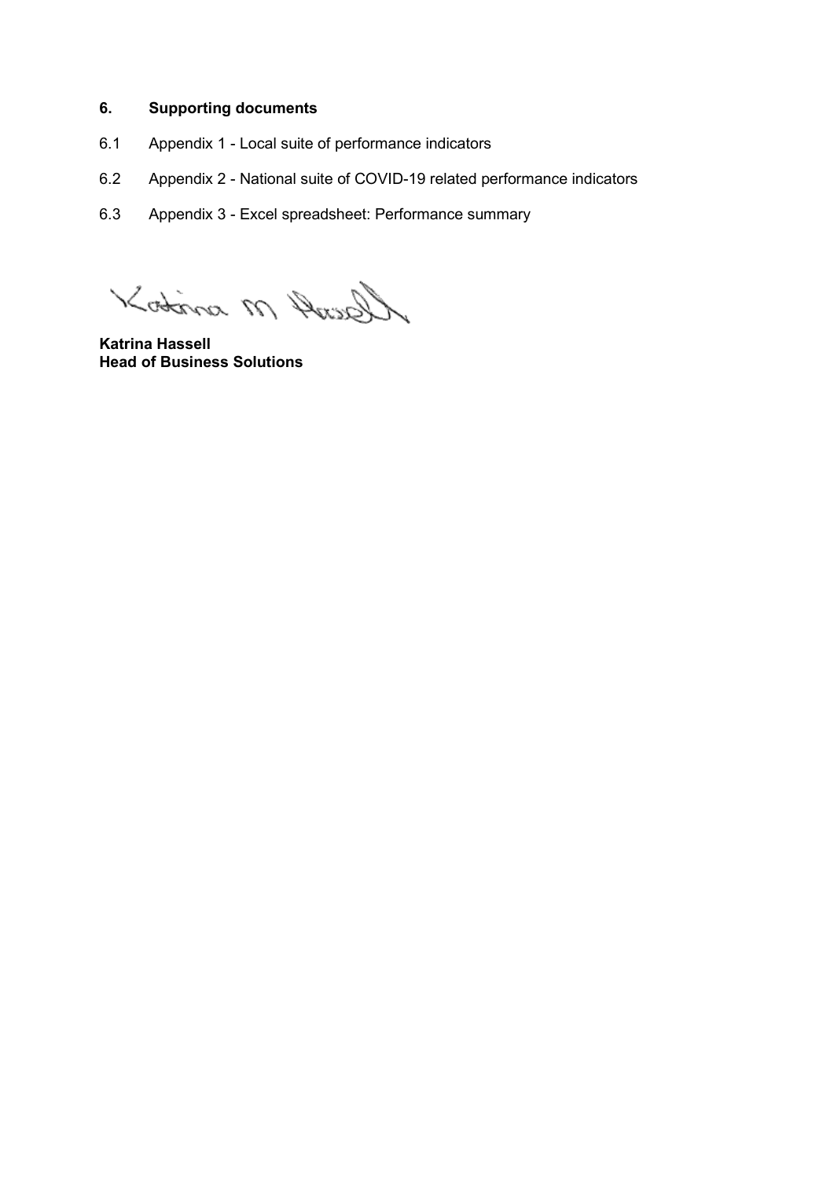## 6. Supporting documents

6.1 Appendix 1 - Local suite of performance indicators

6.2 Appendix 2 - National suite of COVID-19 related performance indicators

6.3 Appendix 3 - Excel spreadsheet: Performance summary

**Katrina Hassell**
**Head of Business Solutions**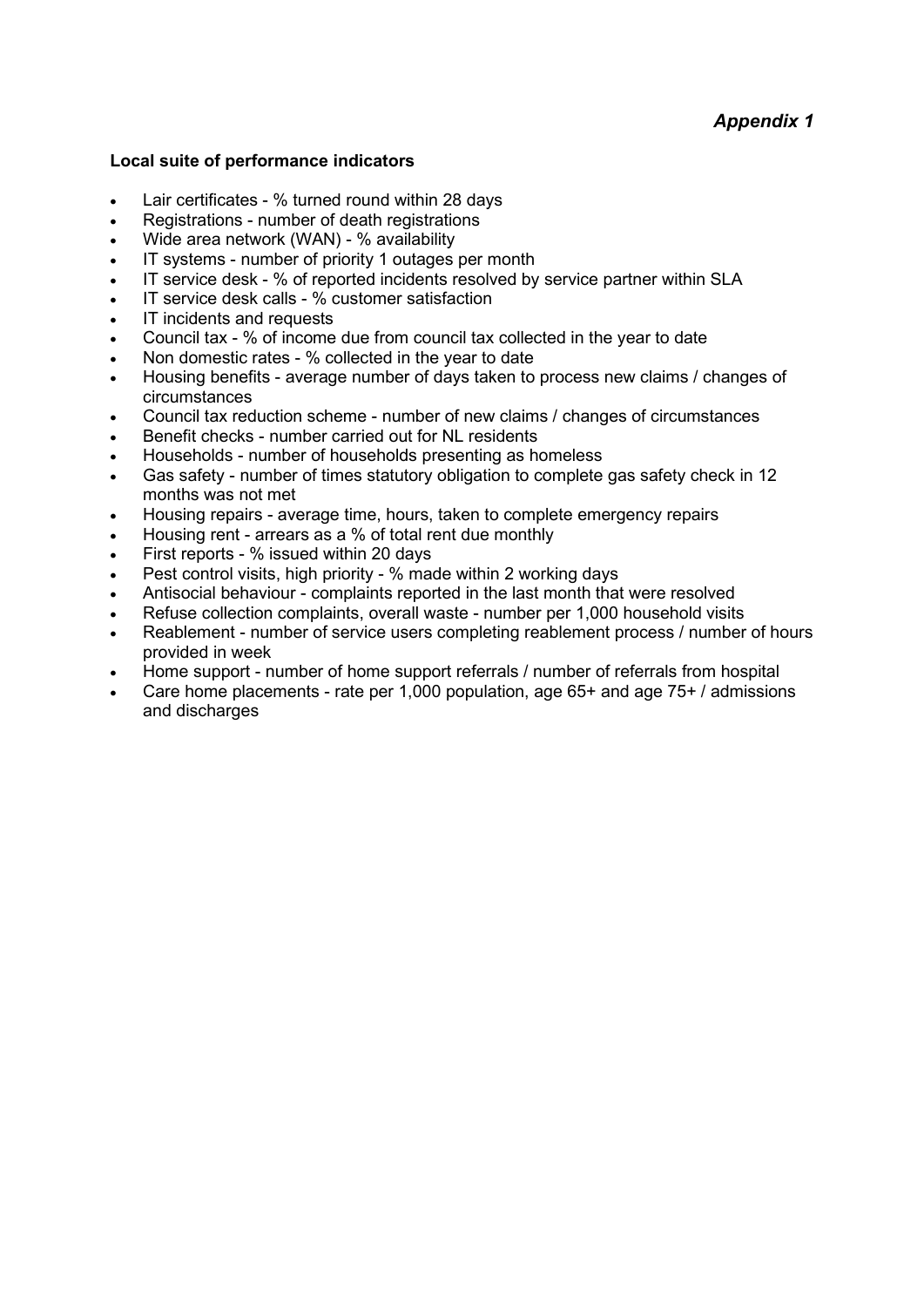*Appendix 1*

**Local suite of performance indicators**

- Lair certificates - % turned round within 28 days
- Registrations - number of death registrations
- Wide area network (WAN) - % availability
- IT systems - number of priority 1 outages per month
- IT service desk - % of reported incidents resolved by service partner within SLA
- IT service desk calls - % customer satisfaction
- IT incidents and requests
- Council tax - % of income due from council tax collected in the year to date
- Non domestic rates - % collected in the year to date
- Housing benefits - average number of days taken to process new claims / changes of circumstances
- Council tax reduction scheme - number of new claims / changes of circumstances
- Benefit checks - number carried out for NL residents
- Households - number of households presenting as homeless
- Gas safety - number of times statutory obligation to complete gas safety check in 12 months was not met
- Housing repairs - average time, hours, taken to complete emergency repairs
- Housing rent - arrears as a % of total rent due monthly
- First reports - % issued within 20 days
- Pest control visits, high priority - % made within 2 working days
- Antisocial behaviour - complaints reported in the last month that were resolved
- Refuse collection complaints, overall waste - number per 1,000 household visits
- Reablement - number of service users completing reablement process / number of hours provided in week
- Home support - number of home support referrals / number of referrals from hospital
- Care home placements - rate per 1,000 population, age 65+ and age 75+ / admissions and discharges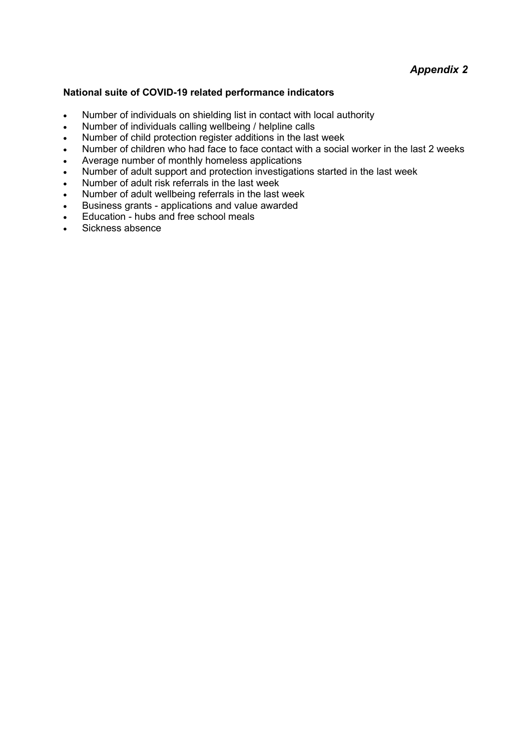*Appendix 2*

**National suite of COVID-19 related performance indicators**

- Number of individuals on shielding list in contact with local authority
- Number of individuals calling wellbeing / helpline calls
- Number of child protection register additions in the last week
- Number of children who had face to face contact with a social worker in the last 2 weeks
- Average number of monthly homeless applications
- Number of adult support and protection investigations started in the last week
- Number of adult risk referrals in the last week
- Number of adult wellbeing referrals in the last week
- Business grants - applications and value awarded
- Education - hubs and free school meals
- Sickness absence